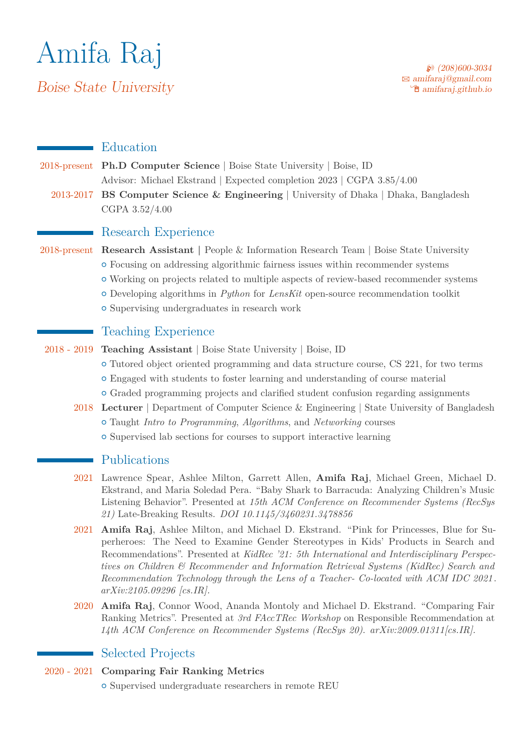# Amifa Raj

*Boise State University*

(208)600-3034
amifaraj@gmail.com
amifaraj.github.io

## Education

2018-present **Ph.D Computer Science** | Boise State University | Boise, ID
Advisor: Michael Ekstrand | Expected completion 2023 | CGPA 3.85/4.00

2013-2017 **BS Computer Science & Engineering** | University of Dhaka | Dhaka, Bangladesh
CGPA 3.52/4.00

## Research Experience

2018-present **Research Assistant |** People & Information Research Team | Boise State University

- Focusing on addressing algorithmic fairness issues within recommender systems
- Working on projects related to multiple aspects of review-based recommender systems
- Developing algorithms in *Python* for *LensKit* open-source recommendation toolkit
- Supervising undergraduates in research work

## Teaching Experience

2018 - 2019 **Teaching Assistant** | Boise State University | Boise, ID

- Tutored object oriented programming and data structure course, CS 221, for two terms
- Engaged with students to foster learning and understanding of course material
- Graded programming projects and clarified student confusion regarding assignments

2018 **Lecturer** | Department of Computer Science & Engineering | State University of Bangladesh

- Taught *Intro to Programming*, *Algorithms*, and *Networking* courses
- Supervised lab sections for courses to support interactive learning

## Publications

2021 Lawrence Spear, Ashlee Milton, Garrett Allen, **Amifa Raj**, Michael Green, Michael D. Ekstrand, and Maria Soledad Pera. "Baby Shark to Barracuda: Analyzing Children's Music Listening Behavior". Presented at *15th ACM Conference on Recommender Systems (RecSys 21)* Late-Breaking Results. *DOI 10.1145/3460231.3478856*

2021 **Amifa Raj**, Ashlee Milton, and Michael D. Ekstrand. "Pink for Princesses, Blue for Superheroes: The Need to Examine Gender Stereotypes in Kids' Products in Search and Recommendations". Presented at *KidRec '21: 5th International and Interdisciplinary Perspectives on Children & Recommender and Information Retrieval Systems (KidRec) Search and Recommendation Technology through the Lens of a Teacher- Co-located with ACM IDC 2021. arXiv:2105.09296 [cs.IR].*

2020 **Amifa Raj**, Connor Wood, Ananda Montoly and Michael D. Ekstrand. "Comparing Fair Ranking Metrics". Presented at *3rd FAccTRec Workshop* on Responsible Recommendation at *14th ACM Conference on Recommender Systems (RecSys 20). arXiv:2009.01311[cs.IR].*

## Selected Projects

2020 - 2021 **Comparing Fair Ranking Metrics**

- Supervised undergraduate researchers in remote REU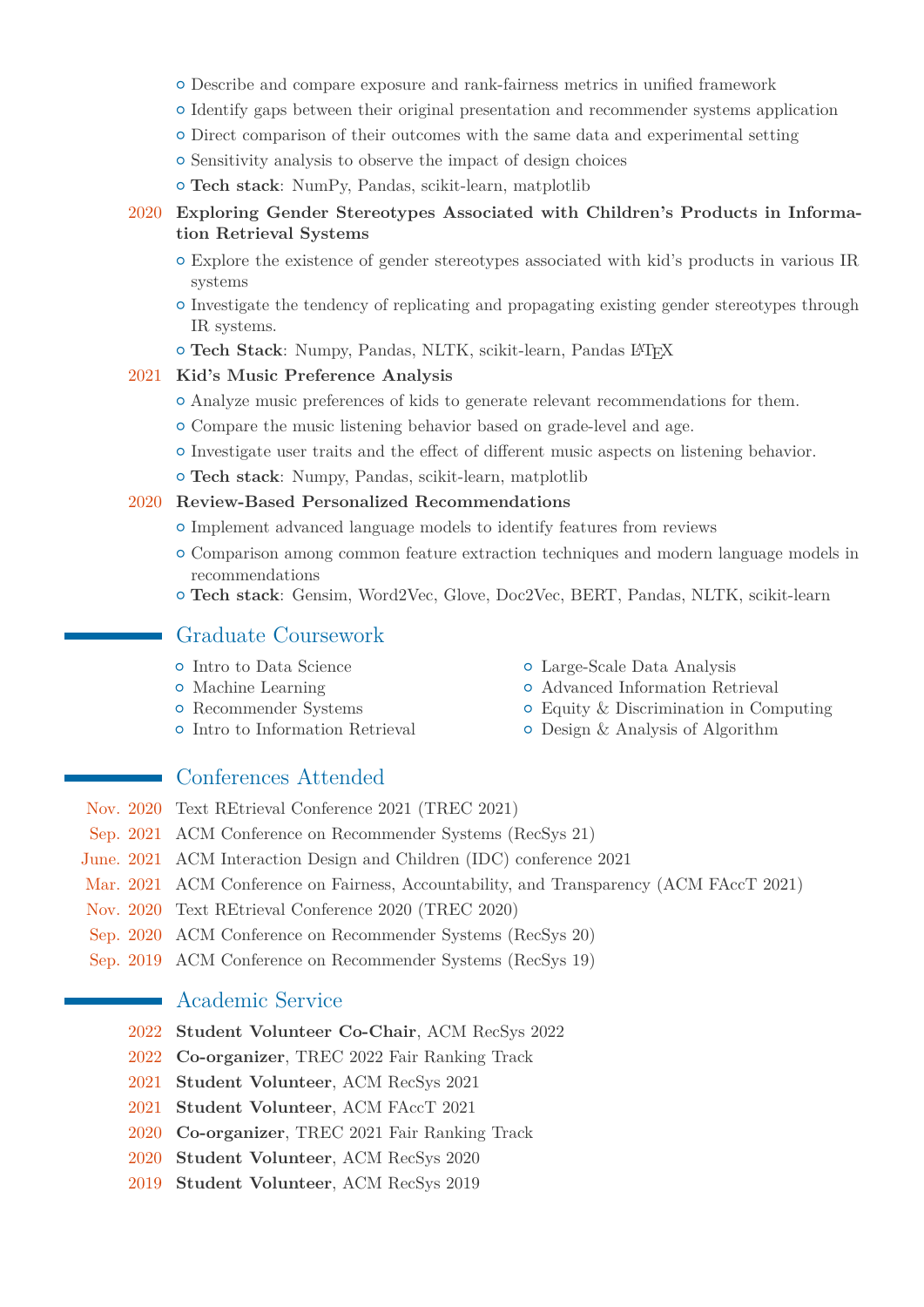- Describe and compare exposure and rank-fairness metrics in unified framework
- Identify gaps between their original presentation and recommender systems application
- Direct comparison of their outcomes with the same data and experimental setting
- Sensitivity analysis to observe the impact of design choices
- **Tech stack**: NumPy, Pandas, scikit-learn, matplotlib

2020 **Exploring Gender Stereotypes Associated with Children's Products in Information Retrieval Systems**

- Explore the existence of gender stereotypes associated with kid's products in various IR systems
- Investigate the tendency of replicating and propagating existing gender stereotypes through IR systems.
- **Tech Stack**: Numpy, Pandas, NLTK, scikit-learn, Pandas LaTeX

2021 **Kid's Music Preference Analysis**

- Analyze music preferences of kids to generate relevant recommendations for them.
- Compare the music listening behavior based on grade-level and age.
- Investigate user traits and the effect of different music aspects on listening behavior.
- **Tech stack**: Numpy, Pandas, scikit-learn, matplotlib

2020 **Review-Based Personalized Recommendations**

- Implement advanced language models to identify features from reviews
- Comparison among common feature extraction techniques and modern language models in recommendations
- **Tech stack**: Gensim, Word2Vec, Glove, Doc2Vec, BERT, Pandas, NLTK, scikit-learn

## Graduate Coursework

- Intro to Data Science
- Machine Learning
- Recommender Systems
- Intro to Information Retrieval
- Large-Scale Data Analysis
- Advanced Information Retrieval
- Equity & Discrimination in Computing
- Design & Analysis of Algorithm

## Conferences Attended

- Nov. 2020 Text REtrieval Conference 2021 (TREC 2021)
- Sep. 2021 ACM Conference on Recommender Systems (RecSys 21)
- June. 2021 ACM Interaction Design and Children (IDC) conference 2021
- Mar. 2021 ACM Conference on Fairness, Accountability, and Transparency (ACM FAccT 2021)
- Nov. 2020 Text REtrieval Conference 2020 (TREC 2020)
- Sep. 2020 ACM Conference on Recommender Systems (RecSys 20)
- Sep. 2019 ACM Conference on Recommender Systems (RecSys 19)

## Academic Service

- 2022 **Student Volunteer Co-Chair**, ACM RecSys 2022
- 2022 **Co-organizer**, TREC 2022 Fair Ranking Track
- 2021 **Student Volunteer**, ACM RecSys 2021
- 2021 **Student Volunteer**, ACM FAccT 2021
- 2020 **Co-organizer**, TREC 2021 Fair Ranking Track
- 2020 **Student Volunteer**, ACM RecSys 2020
- 2019 **Student Volunteer**, ACM RecSys 2019